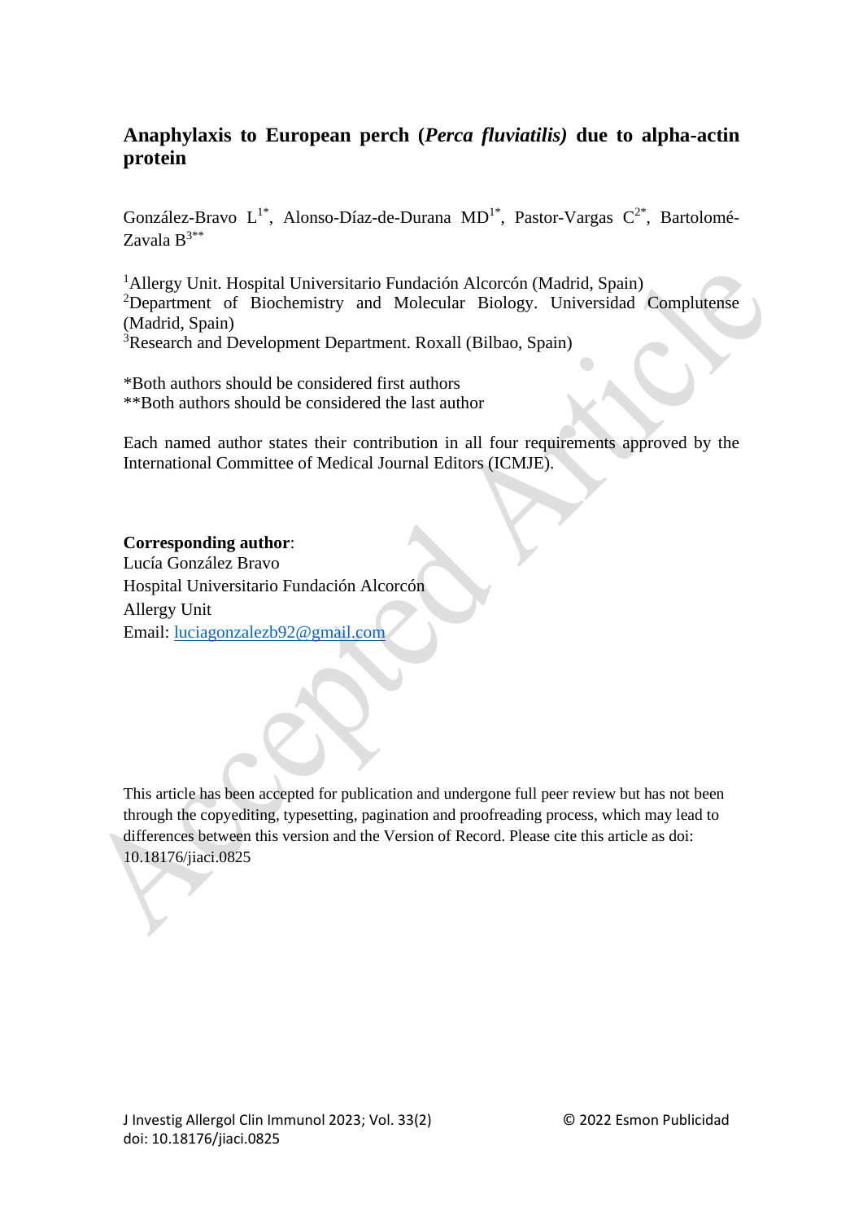# Anaphylaxis to European perch (*Perca fluviatilis)* due to alpha-actin protein

González-Bravo L[1*], Alonso-Díaz-de-Durana MD[1*], Pastor-Vargas C[2*], Bartolomé-Zavala B[3**]

[1]Allergy Unit. Hospital Universitario Fundación Alcorcón (Madrid, Spain)
[2]Department of Biochemistry and Molecular Biology. Universidad Complutense (Madrid, Spain)
[3]Research and Development Department. Roxall (Bilbao, Spain)

*Both authors should be considered first authors
**Both authors should be considered the last author

Each named author states their contribution in all four requirements approved by the International Committee of Medical Journal Editors (ICMJE).

**Corresponding author**:
Lucía González Bravo
Hospital Universitario Fundación Alcorcón
Allergy Unit
Email: luciagonzalezb92@gmail.com

This article has been accepted for publication and undergone full peer review but has not been through the copyediting, typesetting, pagination and proofreading process, which may lead to differences between this version and the Version of Record. Please cite this article as doi: 10.18176/jiaci.0825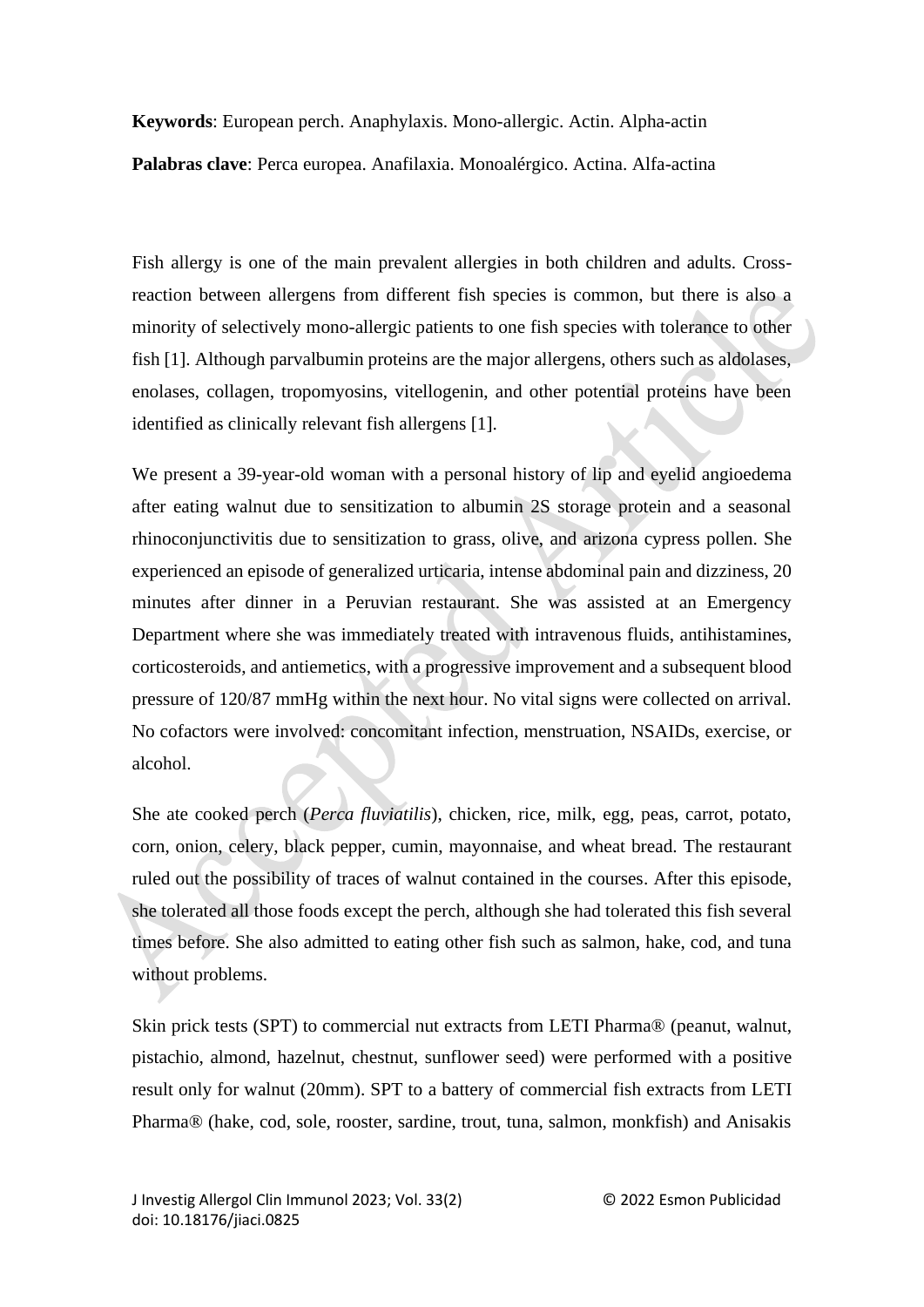**Keywords**: European perch. Anaphylaxis. Mono-allergic. Actin. Alpha-actin

**Palabras clave**: Perca europea. Anafilaxia. Monoalérgico. Actina. Alfa-actina

Fish allergy is one of the main prevalent allergies in both children and adults. Cross-reaction between allergens from different fish species is common, but there is also a minority of selectively mono-allergic patients to one fish species with tolerance to other fish [1]. Although parvalbumin proteins are the major allergens, others such as aldolases, enolases, collagen, tropomyosins, vitellogenin, and other potential proteins have been identified as clinically relevant fish allergens [1].

We present a 39-year-old woman with a personal history of lip and eyelid angioedema after eating walnut due to sensitization to albumin 2S storage protein and a seasonal rhinoconjunctivitis due to sensitization to grass, olive, and arizona cypress pollen. She experienced an episode of generalized urticaria, intense abdominal pain and dizziness, 20 minutes after dinner in a Peruvian restaurant. She was assisted at an Emergency Department where she was immediately treated with intravenous fluids, antihistamines, corticosteroids, and antiemetics, with a progressive improvement and a subsequent blood pressure of 120/87 mmHg within the next hour. No vital signs were collected on arrival. No cofactors were involved: concomitant infection, menstruation, NSAIDs, exercise, or alcohol.

She ate cooked perch (*Perca fluviatilis*), chicken, rice, milk, egg, peas, carrot, potato, corn, onion, celery, black pepper, cumin, mayonnaise, and wheat bread. The restaurant ruled out the possibility of traces of walnut contained in the courses. After this episode, she tolerated all those foods except the perch, although she had tolerated this fish several times before. She also admitted to eating other fish such as salmon, hake, cod, and tuna without problems.

Skin prick tests (SPT) to commercial nut extracts from LETI Pharma® (peanut, walnut, pistachio, almond, hazelnut, chestnut, sunflower seed) were performed with a positive result only for walnut (20mm). SPT to a battery of commercial fish extracts from LETI Pharma® (hake, cod, sole, rooster, sardine, trout, tuna, salmon, monkfish) and Anisakis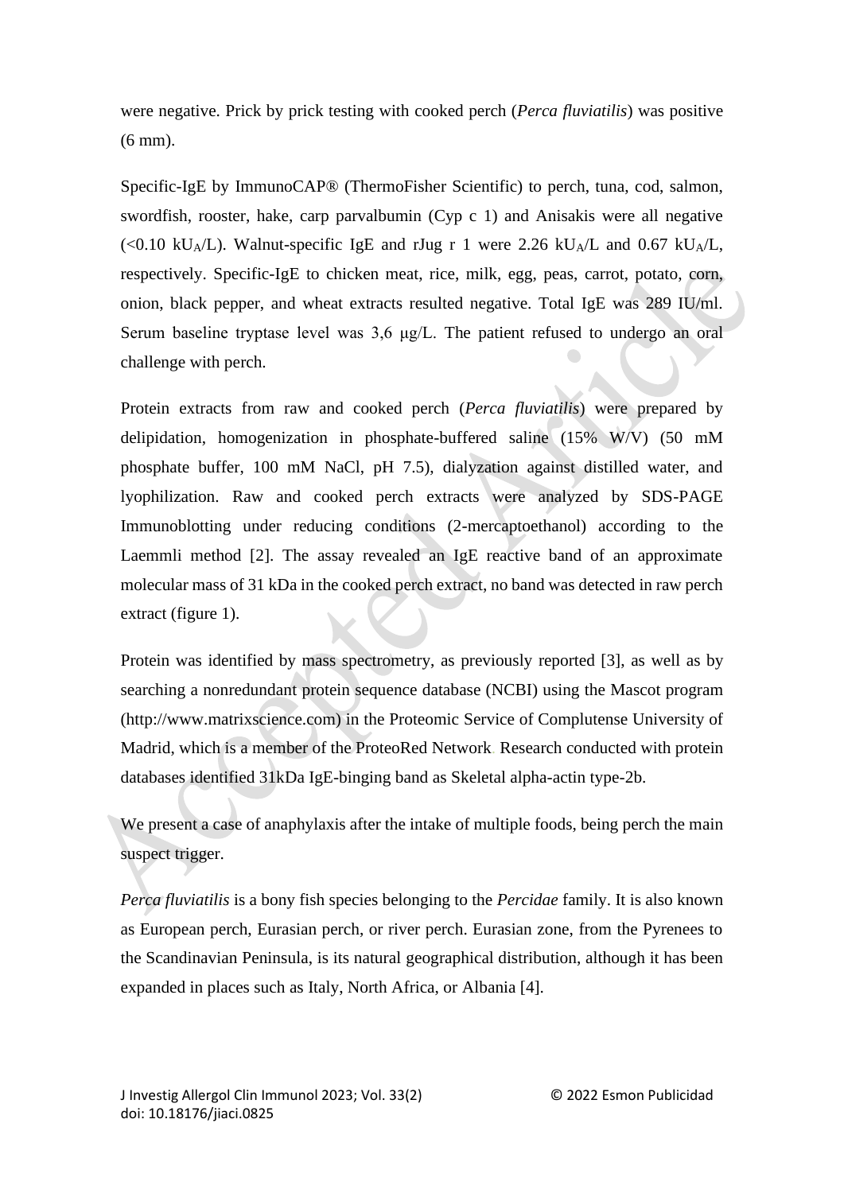were negative. Prick by prick testing with cooked perch (*Perca fluviatilis*) was positive (6 mm).

Specific-IgE by ImmunoCAP® (ThermoFisher Scientific) to perch, tuna, cod, salmon, swordfish, rooster, hake, carp parvalbumin (Cyp c 1) and Anisakis were all negative (<0.10 $kU_A/L$). Walnut-specific IgE and rJug r 1 were 2.26 $kU_A/L$ and 0.67 $kU_A/L$, respectively. Specific-IgE to chicken meat, rice, milk, egg, peas, carrot, potato, corn, onion, black pepper, and wheat extracts resulted negative. Total IgE was 289 IU/ml. Serum baseline tryptase level was 3,6 μg/L. The patient refused to undergo an oral challenge with perch.

Protein extracts from raw and cooked perch (*Perca fluviatilis*) were prepared by delipidation, homogenization in phosphate-buffered saline (15% W/V) (50 mM phosphate buffer, 100 mM NaCl, pH 7.5), dialyzation against distilled water, and lyophilization. Raw and cooked perch extracts were analyzed by SDS-PAGE Immunoblotting under reducing conditions (2-mercaptoethanol) according to the Laemmli method [2]. The assay revealed an IgE reactive band of an approximate molecular mass of 31 kDa in the cooked perch extract, no band was detected in raw perch extract (figure 1).

Protein was identified by mass spectrometry, as previously reported [3], as well as by searching a nonredundant protein sequence database (NCBI) using the Mascot program (http://www.matrixscience.com) in the Proteomic Service of Complutense University of Madrid, which is a member of the ProteoRed Network. Research conducted with protein databases identified 31kDa IgE-binging band as Skeletal alpha-actin type-2b.

We present a case of anaphylaxis after the intake of multiple foods, being perch the main suspect trigger.

*Perca fluviatilis* is a bony fish species belonging to the *Percidae* family. It is also known as European perch, Eurasian perch, or river perch. Eurasian zone, from the Pyrenees to the Scandinavian Peninsula, is its natural geographical distribution, although it has been expanded in places such as Italy, North Africa, or Albania [4].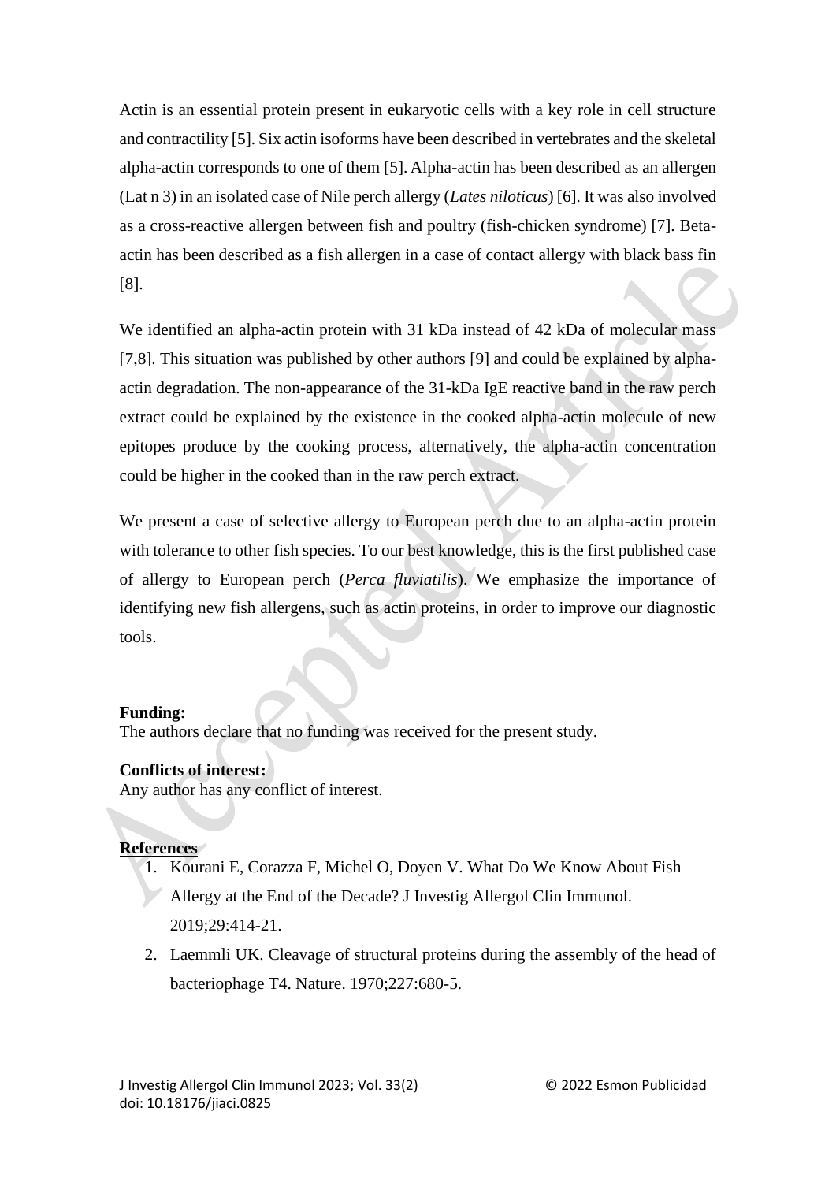Actin is an essential protein present in eukaryotic cells with a key role in cell structure and contractility [5]. Six actin isoforms have been described in vertebrates and the skeletal alpha-actin corresponds to one of them [5]. Alpha-actin has been described as an allergen (Lat n 3) in an isolated case of Nile perch allergy (*Lates niloticus*) [6]. It was also involved as a cross-reactive allergen between fish and poultry (fish-chicken syndrome) [7]. Beta-actin has been described as a fish allergen in a case of contact allergy with black bass fin [8].

We identified an alpha-actin protein with 31 kDa instead of 42 kDa of molecular mass [7,8]. This situation was published by other authors [9] and could be explained by alpha-actin degradation. The non-appearance of the 31-kDa IgE reactive band in the raw perch extract could be explained by the existence in the cooked alpha-actin molecule of new epitopes produce by the cooking process, alternatively, the alpha-actin concentration could be higher in the cooked than in the raw perch extract.

We present a case of selective allergy to European perch due to an alpha-actin protein with tolerance to other fish species. To our best knowledge, this is the first published case of allergy to European perch (*Perca fluviatilis*). We emphasize the importance of identifying new fish allergens, such as actin proteins, in order to improve our diagnostic tools.

**Funding:**
The authors declare that no funding was received for the present study.

**Conflicts of interest:**
Any author has any conflict of interest.

**References**

1. Kourani E, Corazza F, Michel O, Doyen V. What Do We Know About Fish Allergy at the End of the Decade? J Investig Allergol Clin Immunol. 2019;29:414-21.
2. Laemmli UK. Cleavage of structural proteins during the assembly of the head of bacteriophage T4. Nature. 1970;227:680-5.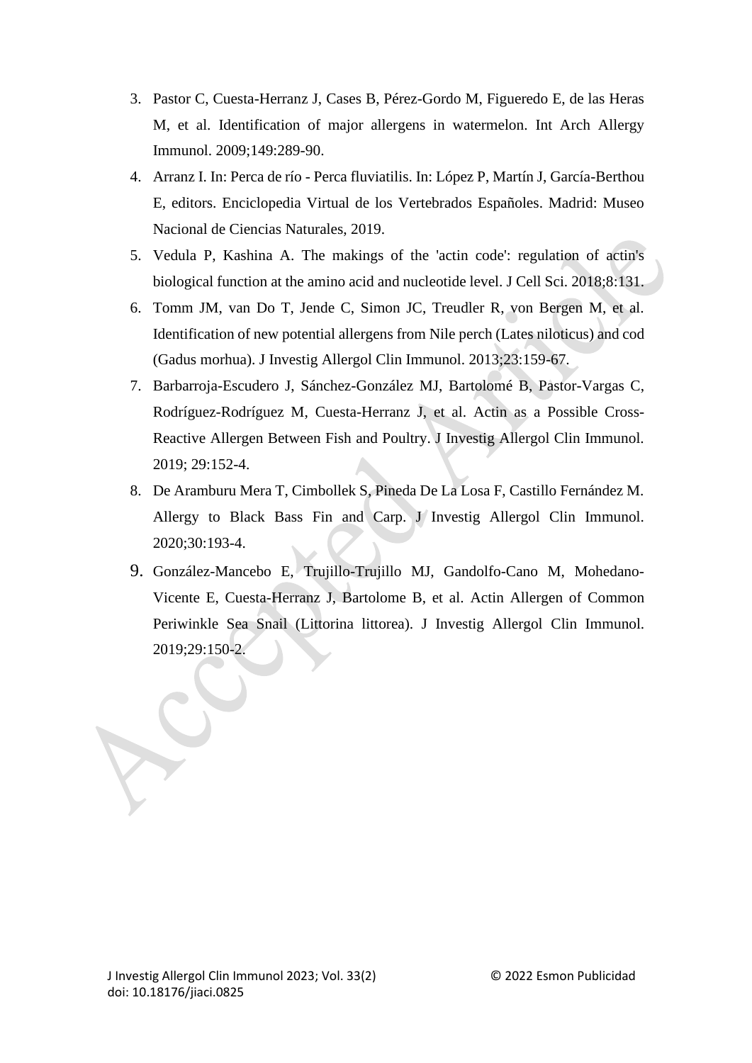3. Pastor C, Cuesta-Herranz J, Cases B, Pérez-Gordo M, Figueredo E, de las Heras M, et al. Identification of major allergens in watermelon. Int Arch Allergy Immunol. 2009;149:289-90.
4. Arranz I. In: Perca de río - Perca fluviatilis. In: López P, Martín J, García-Berthou E, editors. Enciclopedia Virtual de los Vertebrados Españoles. Madrid: Museo Nacional de Ciencias Naturales, 2019.
5. Vedula P, Kashina A. The makings of the 'actin code': regulation of actin's biological function at the amino acid and nucleotide level. J Cell Sci. 2018;8:131.
6. Tomm JM, van Do T, Jende C, Simon JC, Treudler R, von Bergen M, et al. Identification of new potential allergens from Nile perch (Lates niloticus) and cod (Gadus morhua). J Investig Allergol Clin Immunol. 2013;23:159-67.
7. Barbarroja-Escudero J, Sánchez-González MJ, Bartolomé B, Pastor-Vargas C, Rodríguez-Rodríguez M, Cuesta-Herranz J, et al. Actin as a Possible Cross-Reactive Allergen Between Fish and Poultry. J Investig Allergol Clin Immunol. 2019; 29:152-4.
8. De Aramburu Mera T, Cimbollek S, Pineda De La Losa F, Castillo Fernández M. Allergy to Black Bass Fin and Carp. J Investig Allergol Clin Immunol. 2020;30:193-4.
9. González-Mancebo E, Trujillo-Trujillo MJ, Gandolfo-Cano M, Mohedano-Vicente E, Cuesta-Herranz J, Bartolome B, et al. Actin Allergen of Common Periwinkle Sea Snail (Littorina littorea). J Investig Allergol Clin Immunol. 2019;29:150-2.